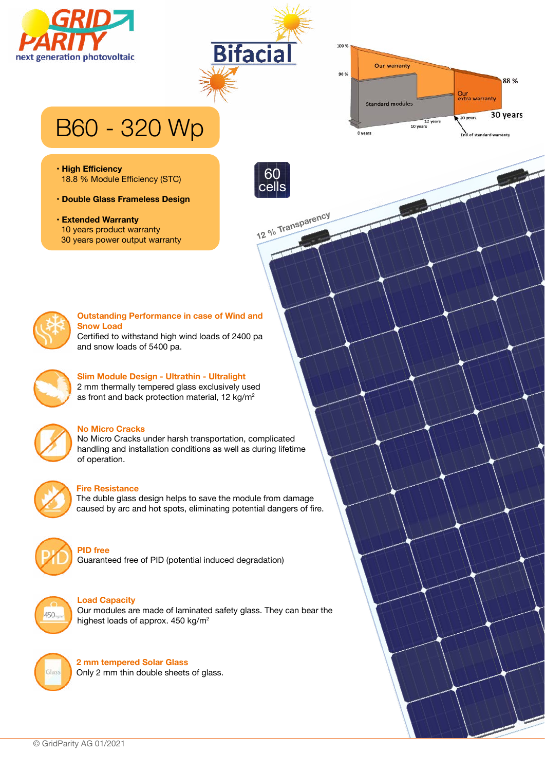GRID PARITY
next generation photovoltaic

# Bifacial

## B60 - 320 Wp

- **High Efficiency**
  18.8 % Module Efficiency (STC)
- **Double Glass Frameless Design**
- **Extended Warranty**
  10 years product warranty
  30 years power output warranty

60 cells

12 % Transparency

100 %
90 %
Our warranty
Standard modules
Our extra warranty
88 %
30 years
0 years
10 years
12 years
20 years
End of standard warranty

### Outstanding Performance in case of Wind and Snow Load

Certified to withstand high wind loads of 2400 pa and snow loads of 5400 pa.

### Slim Module Design - Ultrathin - Ultralight

2 mm thermally tempered glass exclusively used as front and back protection material, 12 kg/m²

### No Micro Cracks

No Micro Cracks under harsh transportation, complicated handling and installation conditions as well as during lifetime of operation.

### Fire Resistance

The duble glass design helps to save the module from damage caused by arc and hot spots, eliminating potential dangers of fire.

### PID free

Guaranteed free of PID (potential induced degradation)

### Load Capacity

Our modules are made of laminated safety glass. They can bear the highest loads of approx. 450 kg/m²

### 2 mm tempered Solar Glass

Only 2 mm thin double sheets of glass.

© GridParity AG 01/2021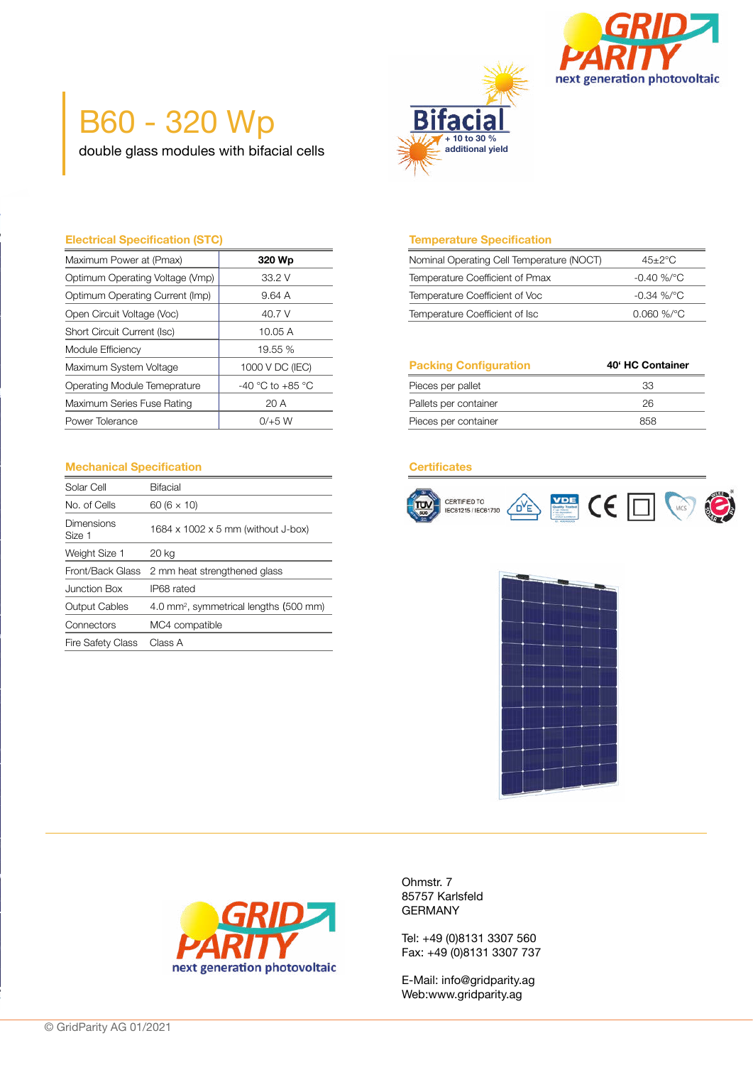# B60 - 320 Wp

double glass modules with bifacial cells

Bifacial
+ 10 to 30 % additional yield

## Electrical Specification (STC)

| | |
|---|---|
| Maximum Power at (Pmax) | **320 Wp** |
| Optimum Operating Voltage (Vmp) | 33.2 V |
| Optimum Operating Current (Imp) | 9.64 A |
| Open Circuit Voltage (Voc) | 40.7 V |
| Short Circuit Current (Isc) | 10.05 A |
| Module Efficiency | 19.55 % |
| Maximum System Voltage | 1000 V DC (IEC) |
| Operating Module Temperature | -40 °C to +85 °C |
| Maximum Series Fuse Rating | 20 A |
| Power Tolerance | 0/+5 W |

## Temperature Specification

| | |
|---|---|
| Nominal Operating Cell Temperature (NOCT) | 45±2°C |
| Temperature Coefficient of Pmax | -0.40 %/°C |
| Temperature Coefficient of Voc | -0.34 %/°C |
| Temperature Coefficient of Isc | 0.060 %/°C |

## Packing Configuration

| | **40' HC Container** |
|---|---|
| Pieces per pallet | 33 |
| Pallets per container | 26 |
| Pieces per container | 858 |

## Mechanical Specification

| | |
|---|---|
| Solar Cell | Bifacial |
| No. of Cells | 60 (6 × 10) |
| Dimensions Size 1 | 1684 x 1002 x 5 mm (without J-box) |
| Weight Size 1 | 20 kg |
| Front/Back Glass | 2 mm heat strengthened glass |
| Junction Box | IP68 rated |
| Output Cables | 4.0 mm², symmetrical lengths (500 mm) |
| Connectors | MC4 compatible |
| Fire Safety Class | Class A |

## Certificates

CERTIFIED TO IEC61215 / IEC61730

Ohmstr. 7
85757 Karlsfeld
GERMANY

Tel: +49 (0)8131 3307 560
Fax: +49 (0)8131 3307 737

E-Mail: info@gridparity.ag
Web:www.gridparity.ag

© GridParity AG 01/2021